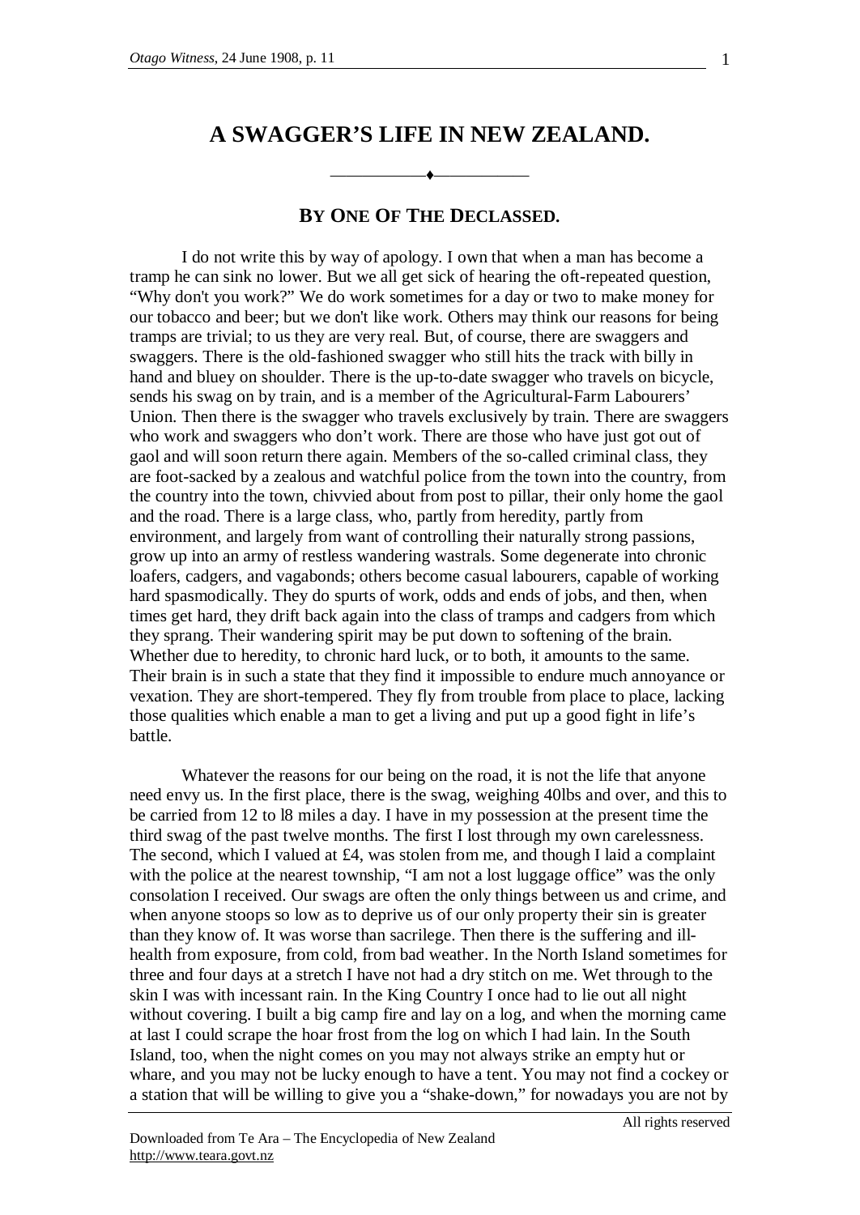# A SWAGGER'S LIFE IN NEW ZEALAND.

## By One Of The Declassed.

I do not write this by way of apology. I own that when a man has become a tramp he can sink no lower. But we all get sick of hearing the oft-repeated question, "Why don't you work?" We do work sometimes for a day or two to make money for our tobacco and beer; but we don't like work. Others may think our reasons for being tramps are trivial; to us they are very real. But, of course, there are swaggers and swaggers. There is the old-fashioned swagger who still hits the track with billy in hand and bluey on shoulder. There is the up-to-date swagger who travels on bicycle, sends his swag on by train, and is a member of the Agricultural-Farm Labourers' Union. Then there is the swagger who travels exclusively by train. There are swaggers who work and swaggers who don't work. There are those who have just got out of gaol and will soon return there again. Members of the so-called criminal class, they are foot-sacked by a zealous and watchful police from the town into the country, from the country into the town, chivvied about from post to pillar, their only home the gaol and the road. There is a large class, who, partly from heredity, partly from environment, and largely from want of controlling their naturally strong passions, grow up into an army of restless wandering wastrals. Some degenerate into chronic loafers, cadgers, and vagabonds; others become casual labourers, capable of working hard spasmodically. They do spurts of work, odds and ends of jobs, and then, when times get hard, they drift back again into the class of tramps and cadgers from which they sprang. Their wandering spirit may be put down to softening of the brain. Whether due to heredity, to chronic hard luck, or to both, it amounts to the same. Their brain is in such a state that they find it impossible to endure much annoyance or vexation. They are short-tempered. They fly from trouble from place to place, lacking those qualities which enable a man to get a living and put up a good fight in life's battle.

Whatever the reasons for our being on the road, it is not the life that anyone need envy us. In the first place, there is the swag, weighing 40lbs and over, and this to be carried from 12 to 18 miles a day. I have in my possession at the present time the third swag of the past twelve months. The first I lost through my own carelessness. The second, which I valued at £4, was stolen from me, and though I laid a complaint with the police at the nearest township, "I am not a lost luggage office" was the only consolation I received. Our swags are often the only things between us and crime, and when anyone stoops so low as to deprive us of our only property their sin is greater than they know of. It was worse than sacrilege. Then there is the suffering and ill-health from exposure, from cold, from bad weather. In the North Island sometimes for three and four days at a stretch I have not had a dry stitch on me. Wet through to the skin I was with incessant rain. In the King Country I once had to lie out all night without covering. I built a big camp fire and lay on a log, and when the morning came at last I could scrape the hoar frost from the log on which I had lain. In the South Island, too, when the night comes on you may not always strike an empty hut or whare, and you may not be lucky enough to have a tent. You may not find a cockey or a station that will be willing to give you a "shake-down," for nowadays you are not by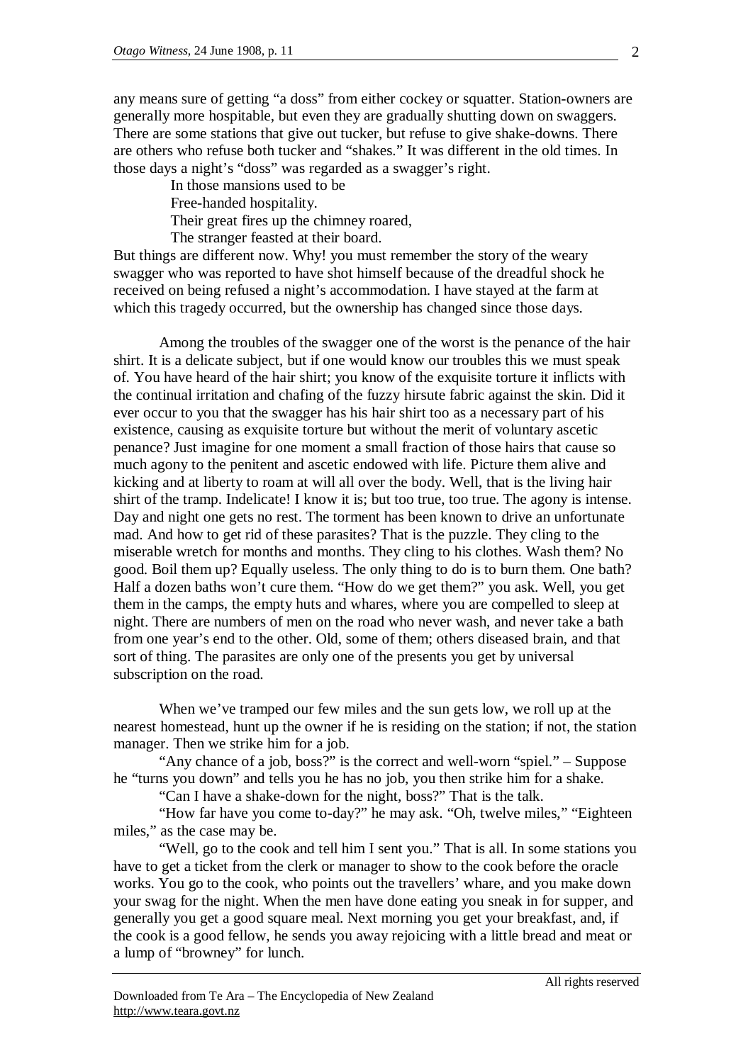any means sure of getting "a doss" from either cockey or squatter. Station-owners are generally more hospitable, but even they are gradually shutting down on swaggers. There are some stations that give out tucker, but refuse to give shake-downs. There are others who refuse both tucker and "shakes." It was different in the old times. In those days a night's "doss" was regarded as a swagger's right.

> In those mansions used to be
> Free-handed hospitality.
> Their great fires up the chimney roared,
> The stranger feasted at their board.

But things are different now. Why! you must remember the story of the weary swagger who was reported to have shot himself because of the dreadful shock he received on being refused a night's accommodation. I have stayed at the farm at which this tragedy occurred, but the ownership has changed since those days.

Among the troubles of the swagger one of the worst is the penance of the hair shirt. It is a delicate subject, but if one would know our troubles this we must speak of. You have heard of the hair shirt; you know of the exquisite torture it inflicts with the continual irritation and chafing of the fuzzy hirsute fabric against the skin. Did it ever occur to you that the swagger has his hair shirt too as a necessary part of his existence, causing as exquisite torture but without the merit of voluntary ascetic penance? Just imagine for one moment a small fraction of those hairs that cause so much agony to the penitent and ascetic endowed with life. Picture them alive and kicking and at liberty to roam at will all over the body. Well, that is the living hair shirt of the tramp. Indelicate! I know it is; but too true, too true. The agony is intense. Day and night one gets no rest. The torment has been known to drive an unfortunate mad. And how to get rid of these parasites? That is the puzzle. They cling to the miserable wretch for months and months. They cling to his clothes. Wash them? No good. Boil them up? Equally useless. The only thing to do is to burn them. One bath? Half a dozen baths won't cure them. "How do we get them?" you ask. Well, you get them in the camps, the empty huts and whares, where you are compelled to sleep at night. There are numbers of men on the road who never wash, and never take a bath from one year's end to the other. Old, some of them; others diseased brain, and that sort of thing. The parasites are only one of the presents you get by universal subscription on the road.

When we've tramped our few miles and the sun gets low, we roll up at the nearest homestead, hunt up the owner if he is residing on the station; if not, the station manager. Then we strike him for a job.

"Any chance of a job, boss?" is the correct and well-worn "spiel." – Suppose he "turns you down" and tells you he has no job, you then strike him for a shake.

"Can I have a shake-down for the night, boss?" That is the talk.

"How far have you come to-day?" he may ask. "Oh, twelve miles," "Eighteen miles," as the case may be.

"Well, go to the cook and tell him I sent you." That is all. In some stations you have to get a ticket from the clerk or manager to show to the cook before the oracle works. You go to the cook, who points out the travellers' whare, and you make down your swag for the night. When the men have done eating you sneak in for supper, and generally you get a good square meal. Next morning you get your breakfast, and, if the cook is a good fellow, he sends you away rejoicing with a little bread and meat or a lump of "browney" for lunch.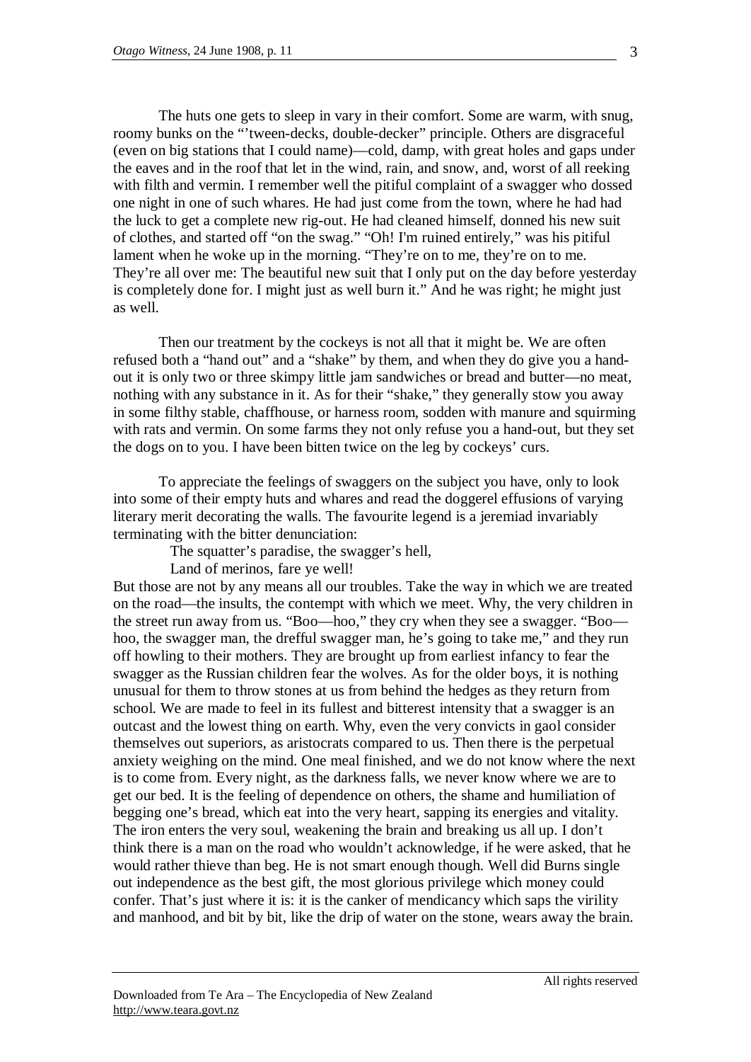The huts one gets to sleep in vary in their comfort. Some are warm, with snug, roomy bunks on the "'tween-decks, double-decker" principle. Others are disgraceful (even on big stations that I could name)—cold, damp, with great holes and gaps under the eaves and in the roof that let in the wind, rain, and snow, and, worst of all reeking with filth and vermin. I remember well the pitiful complaint of a swagger who dossed one night in one of such whares. He had just come from the town, where he had had the luck to get a complete new rig-out. He had cleaned himself, donned his new suit of clothes, and started off "on the swag." "Oh! I'm ruined entirely," was his pitiful lament when he woke up in the morning. "They're on to me, they're on to me. They're all over me: The beautiful new suit that I only put on the day before yesterday is completely done for. I might just as well burn it." And he was right; he might just as well.

Then our treatment by the cockeys is not all that it might be. We are often refused both a "hand out" and a "shake" by them, and when they do give you a hand-out it is only two or three skimpy little jam sandwiches or bread and butter—no meat, nothing with any substance in it. As for their "shake," they generally stow you away in some filthy stable, chaffhouse, or harness room, sodden with manure and squirming with rats and vermin. On some farms they not only refuse you a hand-out, but they set the dogs on to you. I have been bitten twice on the leg by cockeys' curs.

To appreciate the feelings of swaggers on the subject you have, only to look into some of their empty huts and whares and read the doggerel effusions of varying literary merit decorating the walls. The favourite legend is a jeremiad invariably terminating with the bitter denunciation:

> The squatter's paradise, the swagger's hell,
> Land of merinos, fare ye well!

But those are not by any means all our troubles. Take the way in which we are treated on the road—the insults, the contempt with which we meet. Why, the very children in the street run away from us. "Boo—hoo," they cry when they see a swagger. "Boo—hoo, the swagger man, the dreffул swagger man, he's going to take me," and they run off howling to their mothers. They are brought up from earliest infancy to fear the swagger as the Russian children fear the wolves. As for the older boys, it is nothing unusual for them to throw stones at us from behind the hedges as they return from school. We are made to feel in its fullest and bitterest intensity that a swagger is an outcast and the lowest thing on earth. Why, even the very convicts in gaol consider themselves out superiors, as aristocrats compared to us. Then there is the perpetual anxiety weighing on the mind. One meal finished, and we do not know where the next is to come from. Every night, as the darkness falls, we never know where we are to get our bed. It is the feeling of dependence on others, the shame and humiliation of begging one's bread, which eat into the very heart, sapping its energies and vitality. The iron enters the very soul, weakening the brain and breaking us all up. I don't think there is a man on the road who wouldn't acknowledge, if he were asked, that he would rather thieve than beg. He is not smart enough though. Well did Burns single out independence as the best gift, the most glorious privilege which money could confer. That's just where it is: it is the canker of mendicancy which saps the virility and manhood, and bit by bit, like the drip of water on the stone, wears away the brain.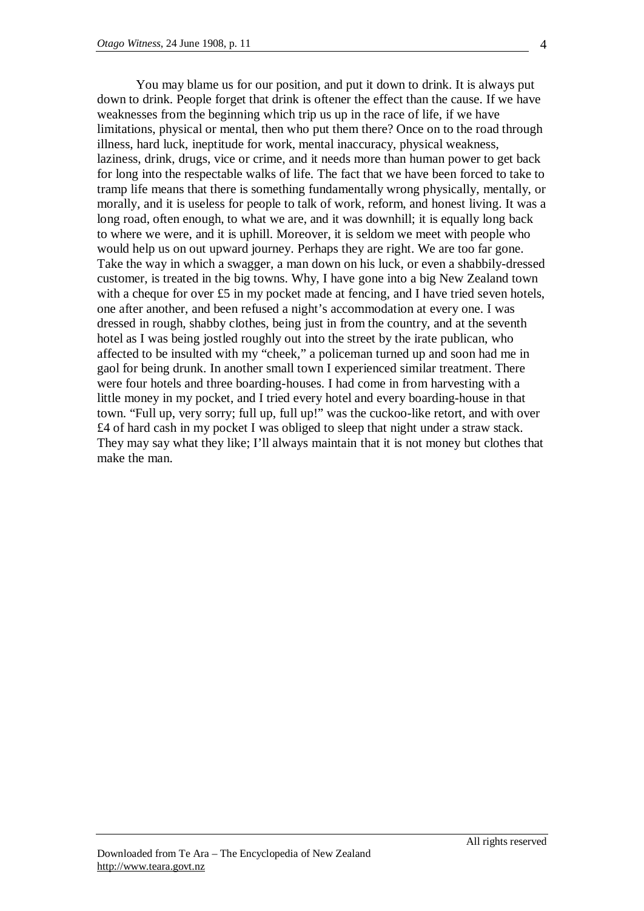You may blame us for our position, and put it down to drink. It is always put down to drink. People forget that drink is oftener the effect than the cause. If we have weaknesses from the beginning which trip us up in the race of life, if we have limitations, physical or mental, then who put them there? Once on to the road through illness, hard luck, ineptitude for work, mental inaccuracy, physical weakness, laziness, drink, drugs, vice or crime, and it needs more than human power to get back for long into the respectable walks of life. The fact that we have been forced to take to tramp life means that there is something fundamentally wrong physically, mentally, or morally, and it is useless for people to talk of work, reform, and honest living. It was a long road, often enough, to what we are, and it was downhill; it is equally long back to where we were, and it is uphill. Moreover, it is seldom we meet with people who would help us on out upward journey. Perhaps they are right. We are too far gone. Take the way in which a swagger, a man down on his luck, or even a shabbily-dressed customer, is treated in the big towns. Why, I have gone into a big New Zealand town with a cheque for over £5 in my pocket made at fencing, and I have tried seven hotels, one after another, and been refused a night's accommodation at every one. I was dressed in rough, shabby clothes, being just in from the country, and at the seventh hotel as I was being jostled roughly out into the street by the irate publican, who affected to be insulted with my "cheek," a policeman turned up and soon had me in gaol for being drunk. In another small town I experienced similar treatment. There were four hotels and three boarding-houses. I had come in from harvesting with a little money in my pocket, and I tried every hotel and every boarding-house in that town. "Full up, very sorry; full up, full up!" was the cuckoo-like retort, and with over £4 of hard cash in my pocket I was obliged to sleep that night under a straw stack. They may say what they like; I'll always maintain that it is not money but clothes that make the man.